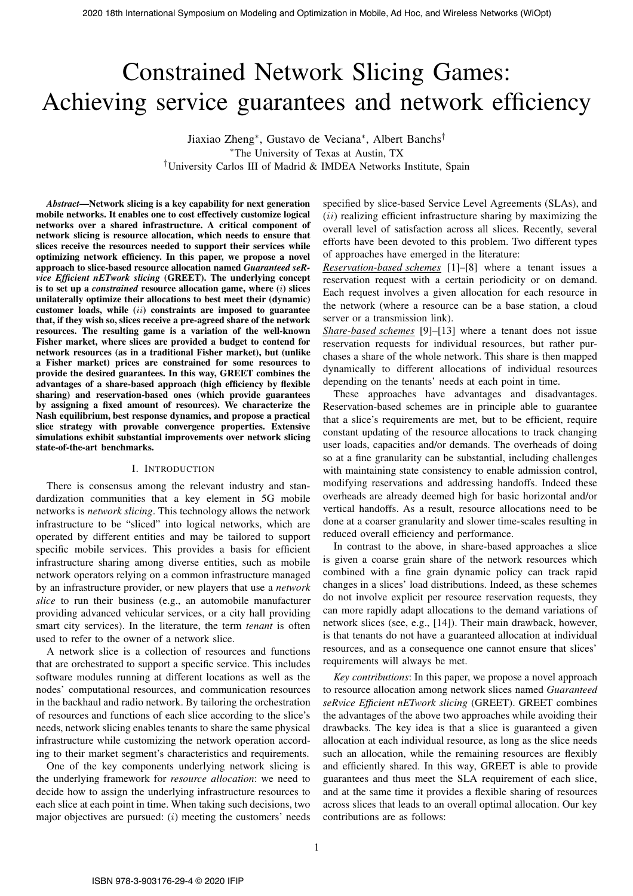# Constrained Network Slicing Games: Achieving service guarantees and network efficiency

Jiaxiao Zheng*, Gustavo de Veciana*, Albert Banchs†

*The University of Texas at Austin, TX

†University Carlos III of Madrid & IMDEA Networks Institute, Spain

***Abstract*—Network slicing is a key capability for next generation mobile networks. It enables one to cost effectively customize logical networks over a shared infrastructure. A critical component of network slicing is resource allocation, which needs to ensure that slices receive the resources needed to support their services while optimizing network efficiency. In this paper, we propose a novel approach to slice-based resource allocation named *Guaranteed seRvice Efficient nETwork slicing* (GREET). The underlying concept is to set up a *constrained* resource allocation game, where ($i$) slices unilaterally optimize their allocations to best meet their (dynamic) customer loads, while ($ii$) constraints are imposed to guarantee that, if they wish so, slices receive a pre-agreed share of the network resources. The resulting game is a variation of the well-known Fisher market, where slices are provided a budget to contend for network resources (as in a traditional Fisher market), but (unlike a Fisher market) prices are constrained for some resources to provide the desired guarantees. In this way, GREET combines the advantages of a share-based approach (high efficiency by flexible sharing) and reservation-based ones (which provide guarantees by assigning a fixed amount of resources). We characterize the Nash equilibrium, best response dynamics, and propose a practical slice strategy with provable convergence properties. Extensive simulations exhibit substantial improvements over network slicing state-of-the-art benchmarks.**

## I. Introduction

There is consensus among the relevant industry and standardization communities that a key element in 5G mobile networks is *network slicing*. This technology allows the network infrastructure to be "sliced" into logical networks, which are operated by different entities and may be tailored to support specific mobile services. This provides a basis for efficient infrastructure sharing among diverse entities, such as mobile network operators relying on a common infrastructure managed by an infrastructure provider, or new players that use a *network slice* to run their business (e.g., an automobile manufacturer providing advanced vehicular services, or a city hall providing smart city services). In the literature, the term *tenant* is often used to refer to the owner of a network slice.

A network slice is a collection of resources and functions that are orchestrated to support a specific service. This includes software modules running at different locations as well as the nodes' computational resources, and communication resources in the backhaul and radio network. By tailoring the orchestration of resources and functions of each slice according to the slice's needs, network slicing enables tenants to share the same physical infrastructure while customizing the network operation according to their market segment's characteristics and requirements.

One of the key components underlying network slicing is the underlying framework for *resource allocation*: we need to decide how to assign the underlying infrastructure resources to each slice at each point in time. When taking such decisions, two major objectives are pursued: ($i$) meeting the customers' needs specified by slice-based Service Level Agreements (SLAs), and ($ii$) realizing efficient infrastructure sharing by maximizing the overall level of satisfaction across all slices. Recently, several efforts have been devoted to this problem. Two different types of approaches have emerged in the literature:

*Reservation-based schemes* [1]–[8] where a tenant issues a reservation request with a certain periodicity or on demand. Each request involves a given allocation for each resource in the network (where a resource can be a base station, a cloud server or a transmission link).

*Share-based schemes* [9]–[13] where a tenant does not issue reservation requests for individual resources, but rather purchases a share of the whole network. This share is then mapped dynamically to different allocations of individual resources depending on the tenants' needs at each point in time.

These approaches have advantages and disadvantages. Reservation-based schemes are in principle able to guarantee that a slice's requirements are met, but to be efficient, require constant updating of the resource allocations to track changing user loads, capacities and/or demands. The overheads of doing so at a fine granularity can be substantial, including challenges with maintaining state consistency to enable admission control, modifying reservations and addressing handoffs. Indeed these overheads are already deemed high for basic horizontal and/or vertical handoffs. As a result, resource allocations need to be done at a coarser granularity and slower time-scales resulting in reduced overall efficiency and performance.

In contrast to the above, in share-based approaches a slice is given a coarse grain share of the network resources which combined with a fine grain dynamic policy can track rapid changes in a slices' load distributions. Indeed, as these schemes do not involve explicit per resource reservation requests, they can more rapidly adapt allocations to the demand variations of network slices (see, e.g., [14]). Their main drawback, however, is that tenants do not have a guaranteed allocation at individual resources, and as a consequence one cannot ensure that slices' requirements will always be met.

*Key contributions*: In this paper, we propose a novel approach to resource allocation among network slices named *Guaranteed seRvice Efficient nETwork slicing* (GREET). GREET combines the advantages of the above two approaches while avoiding their drawbacks. The key idea is that a slice is guaranteed a given allocation at each individual resource, as long as the slice needs such an allocation, while the remaining resources are flexibly and efficiently shared. In this way, GREET is able to provide guarantees and thus meet the SLA requirement of each slice, and at the same time it provides a flexible sharing of resources across slices that leads to an overall optimal allocation. Our key contributions are as follows: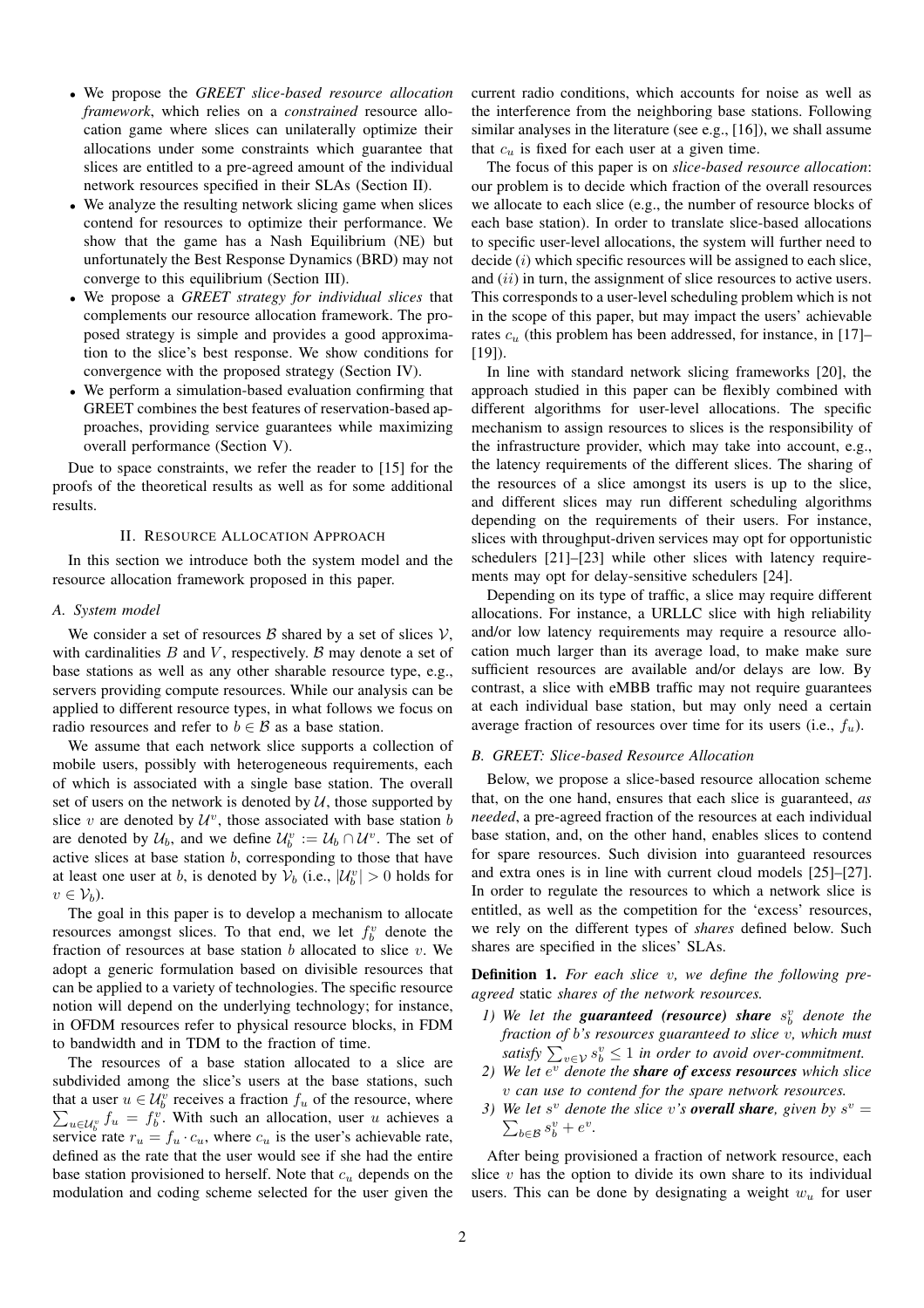- We propose the *GREET slice-based resource allocation framework*, which relies on a *constrained* resource allocation game where slices can unilaterally optimize their allocations under some constraints which guarantee that slices are entitled to a pre-agreed amount of the individual network resources specified in their SLAs (Section II).
- We analyze the resulting network slicing game when slices contend for resources to optimize their performance. We show that the game has a Nash Equilibrium (NE) but unfortunately the Best Response Dynamics (BRD) may not converge to this equilibrium (Section III).
- We propose a *GREET strategy for individual slices* that complements our resource allocation framework. The proposed strategy is simple and provides a good approximation to the slice's best response. We show conditions for convergence with the proposed strategy (Section IV).
- We perform a simulation-based evaluation confirming that GREET combines the best features of reservation-based approaches, providing service guarantees while maximizing overall performance (Section V).

Due to space constraints, we refer the reader to [15] for the proofs of the theoretical results as well as for some additional results.

## II. Resource Allocation Approach

In this section we introduce both the system model and the resource allocation framework proposed in this paper.

### A. System model

We consider a set of resources $\mathcal{B}$ shared by a set of slices $\mathcal{V}$, with cardinalities $B$ and $V$, respectively. $\mathcal{B}$ may denote a set of base stations as well as any other sharable resource type, e.g., servers providing compute resources. While our analysis can be applied to different resource types, in what follows we focus on radio resources and refer to $b \in \mathcal{B}$ as a base station.

We assume that each network slice supports a collection of mobile users, possibly with heterogeneous requirements, each of which is associated with a single base station. The overall set of users on the network is denoted by $\mathcal{U}$, those supported by slice $v$ are denoted by $\mathcal{U}^v$, those associated with base station $b$ are denoted by $\mathcal{U}_b$, and we define $\mathcal{U}_b^v := \mathcal{U}_b \cap \mathcal{U}^v$. The set of active slices at base station $b$, corresponding to those that have at least one user at $b$, is denoted by $\mathcal{V}_b$ (i.e., $|\mathcal{U}_b^v| > 0$ holds for $v \in \mathcal{V}_b$).

The goal in this paper is to develop a mechanism to allocate resources amongst slices. To that end, we let $f_b^v$ denote the fraction of resources at base station $b$ allocated to slice $v$. We adopt a generic formulation based on divisible resources that can be applied to a variety of technologies. The specific resource notion will depend on the underlying technology; for instance, in OFDM resources refer to physical resource blocks, in FDM to bandwidth and in TDM to the fraction of time.

The resources of a base station allocated to a slice are subdivided among the slice's users at the base stations, such that a user $u \in \mathcal{U}_b^v$ receives a fraction $f_u$ of the resource, where $\sum_{u \in \mathcal{U}_b^v} f_u = f_b^v$. With such an allocation, user $u$ achieves a service rate $r_u = f_u \cdot c_u$, where $c_u$ is the user's achievable rate, defined as the rate that the user would see if she had the entire base station provisioned to herself. Note that $c_u$ depends on the modulation and coding scheme selected for the user given the current radio conditions, which accounts for noise as well as the interference from the neighboring base stations. Following similar analyses in the literature (see e.g., [16]), we shall assume that $c_u$ is fixed for each user at a given time.

The focus of this paper is on *slice-based resource allocation*: our problem is to decide which fraction of the overall resources we allocate to each slice (e.g., the number of resource blocks of each base station). In order to translate slice-based allocations to specific user-level allocations, the system will further need to decide ($i$) which specific resources will be assigned to each slice, and ($ii$) in turn, the assignment of slice resources to active users. This corresponds to a user-level scheduling problem which is not in the scope of this paper, but may impact the users' achievable rates $c_u$ (this problem has been addressed, for instance, in [17]–[19]).

In line with standard network slicing frameworks [20], the approach studied in this paper can be flexibly combined with different algorithms for user-level allocations. The specific mechanism to assign resources to slices is the responsibility of the infrastructure provider, which may take into account, e.g., the latency requirements of the different slices. The sharing of the resources of a slice amongst its users is up to the slice, and different slices may run different scheduling algorithms depending on the requirements of their users. For instance, slices with throughput-driven services may opt for opportunistic schedulers [21]–[23] while other slices with latency requirements may opt for delay-sensitive schedulers [24].

Depending on its type of traffic, a slice may require different allocations. For instance, a URLLC slice with high reliability and/or low latency requirements may require a resource allocation much larger than its average load, to make make sure sufficient resources are available and/or delays are low. By contrast, a slice with eMBB traffic may not require guarantees at each individual base station, but may only need a certain average fraction of resources over time for its users (i.e., $f_u$).

### B. GREET: Slice-based Resource Allocation

Below, we propose a slice-based resource allocation scheme that, on the one hand, ensures that each slice is guaranteed, *as needed*, a pre-agreed fraction of the resources at each individual base station, and, on the other hand, enables slices to contend for spare resources. Such division into guaranteed resources and extra ones is in line with current cloud models [25]–[27]. In order to regulate the resources to which a network slice is entitled, as well as the competition for the 'excess' resources, we rely on the different types of *shares* defined below. Such shares are specified in the slices' SLAs.

**Definition 1.** *For each slice $v$, we define the following pre-agreed* static *shares of the network resources.*

1) *We let the* ***guaranteed (resource) share*** $s_b^v$ *denote the fraction of $b$'s resources guaranteed to slice $v$, which must satisfy $\sum_{v \in \mathcal{V}} s_b^v \leq 1$ in order to avoid over-commitment.*
2) *We let $e^v$ denote the* ***share of excess resources*** *which slice $v$ can use to contend for the spare network resources.*
3) *We let $s^v$ denote the slice $v$'s* ***overall share****, given by $s^v = \sum_{b \in \mathcal{B}} s_b^v + e^v$.*

After being provisioned a fraction of network resource, each slice $v$ has the option to divide its own share to its individual users. This can be done by designating a weight $w_u$ for user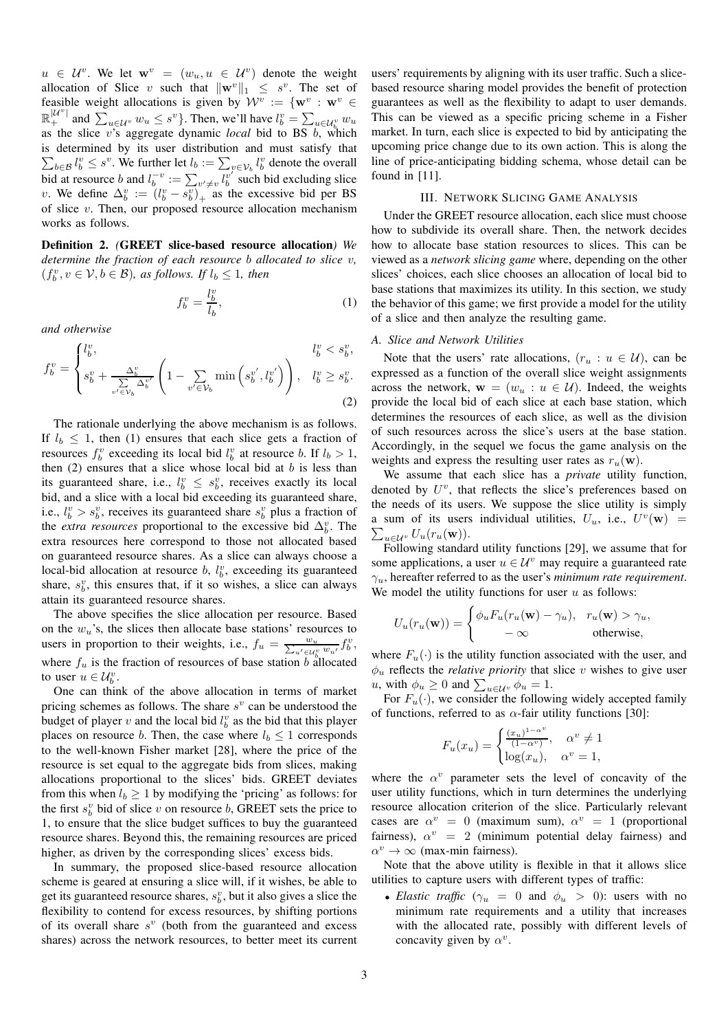$u \in \mathcal{U}^v$. We let $\mathbf{w}^v = (w_u, u \in \mathcal{U}^v)$ denote the weight allocation of Slice $v$ such that $\|\mathbf{w}^v\|_1 \leq s^v$. The set of feasible weight allocations is given by $\mathcal{W}^v := \{\mathbf{w}^v : \mathbf{w}^v \in \mathbb{R}_+^{|\mathcal{U}^v|}$ and $\sum_{u \in \mathcal{U}^v} w_u \leq s^v\}$. Then, we'll have $l_b^v = \sum_{u \in \mathcal{U}_b^v} w_u$ as the slice $v$'s aggregate dynamic *local* bid to BS $b$, which is determined by its user distribution and must satisfy that $\sum_{b \in \mathcal{B}} l_b^v \leq s^v$. We further let $l_b := \sum_{v \in \mathcal{V}_b} l_b^v$ denote the overall bid at resource $b$ and $l_b^{-v} := \sum_{v' \neq v} l_b^{v'}$ such bid excluding slice $v$. We define $\Delta_b^v := (l_b^v - s_b^v)_+$ as the excessive bid per BS of slice $v$. Then, our proposed resource allocation mechanism works as follows.

**Definition 2.** *(**GREET slice-based resource allocation**) We determine the fraction of each resource $b$ allocated to slice $v$, $(f_b^v, v \in \mathcal{V}, b \in \mathcal{B})$, as follows. If $l_b \leq 1$, then*

$$f_b^v = \frac{l_b^v}{l_b}, \tag{1}$$

*and otherwise*

$$f_b^v = \begin{cases} l_b^v, & l_b^v < s_b^v, \\ s_b^v + \frac{\Delta_b^v}{\sum_{v' \in \mathcal{V}_b} \Delta_b^{v'}} \left(1 - \sum_{v' \in \mathcal{V}_b} \min\left(s_b^{v'}, l_b^{v'}\right)\right), & l_b^v \geq s_b^v. \end{cases} \tag{2}$$

The rationale underlying the above mechanism is as follows. If $l_b \leq 1$, then (1) ensures that each slice gets a fraction of resources $f_b^v$ exceeding its local bid $l_b^v$ at resource $b$. If $l_b > 1$, then (2) ensures that a slice whose local bid at $b$ is less than its guaranteed share, i.e., $l_b^v \leq s_b^v$, receives exactly its local bid, and a slice with a local bid exceeding its guaranteed share, i.e., $l_b^v > s_b^v$, receives its guaranteed share $s_b^v$ plus a fraction of the *extra resources* proportional to the excessive bid $\Delta_b^v$. The extra resources here correspond to those not allocated based on guaranteed resource shares. As a slice can always choose a local-bid allocation at resource $b$, $l_b^v$, exceeding its guaranteed share, $s_b^v$, this ensures that, if it so wishes, a slice can always attain its guaranteed resource shares.

The above specifies the slice allocation per resource. Based on the $w_u$'s, the slices then allocate base stations' resources to users in proportion to their weights, i.e., $f_u = \frac{w_u}{\sum_{u' \in \mathcal{U}_b^v} w_{u'}} f_b^v$, where $f_u$ is the fraction of resources of base station $b$ allocated to user $u \in \mathcal{U}_b^v$.

One can think of the above allocation in terms of market pricing schemes as follows. The share $s^v$ can be understood the budget of player $v$ and the local bid $l_b^v$ as the bid that this player places on resource $b$. Then, the case where $l_b \leq 1$ corresponds to the well-known Fisher market [28], where the price of the resource is set equal to the aggregate bids from slices, making allocations proportional to the slices' bids. GREET deviates from this when $l_b \geq 1$ by modifying the 'pricing' as follows: for the first $s_b^v$ bid of slice $v$ on resource $b$, GREET sets the price to 1, to ensure that the slice budget suffices to buy the guaranteed resource shares. Beyond this, the remaining resources are priced higher, as driven by the corresponding slices' excess bids.

In summary, the proposed slice-based resource allocation scheme is geared at ensuring a slice will, if it wishes, be able to get its guaranteed resource shares, $s_b^v$, but it also gives a slice the flexibility to contend for excess resources, by shifting portions of its overall share $s^v$ (both from the guaranteed and excess shares) across the network resources, to better meet its current users' requirements by aligning with its user traffic. Such a slice-based resource sharing model provides the benefit of protection guarantees as well as the flexibility to adapt to user demands. This can be viewed as a specific pricing scheme in a Fisher market. In turn, each slice is expected to bid by anticipating the upcoming price change due to its own action. This is along the line of price-anticipating bidding schema, whose detail can be found in [11].

## III. Network Slicing Game Analysis

Under the GREET resource allocation, each slice must choose how to subdivide its overall share. Then, the network decides how to allocate base station resources to slices. This can be viewed as a *network slicing game* where, depending on the other slices' choices, each slice chooses an allocation of local bid to base stations that maximizes its utility. In this section, we study the behavior of this game; we first provide a model for the utility of a slice and then analyze the resulting game.

### A. Slice and Network Utilities

Note that the users' rate allocations, $(r_u : u \in \mathcal{U})$, can be expressed as a function of the overall slice weight assignments across the network, $\mathbf{w} = (w_u : u \in \mathcal{U})$. Indeed, the weights provide the local bid of each slice at each base station, which determines the resources of each slice, as well as the division of such resources across the slice's users at the base station. Accordingly, in the sequel we focus the game analysis on the weights and express the resulting user rates as $r_u(\mathbf{w})$.

We assume that each slice has a *private* utility function, denoted by $U^v$, that reflects the slice's preferences based on the needs of its users. We suppose the slice utility is simply a sum of its users individual utilities, $U_u$, i.e., $U^v(\mathbf{w}) = \sum_{u \in \mathcal{U}^v} U_u(r_u(\mathbf{w}))$.

Following standard utility functions [29], we assume that for some applications, a user $u \in \mathcal{U}^v$ may require a guaranteed rate $\gamma_u$, hereafter referred to as the user's *minimum rate requirement*. We model the utility functions for user $u$ as follows:

$$U_u(r_u(\mathbf{w})) = \begin{cases} \phi_u F_u(r_u(\mathbf{w}) - \gamma_u), & r_u(\mathbf{w}) > \gamma_u, \\ -\infty & \text{otherwise}, \end{cases}$$

where $F_u(\cdot)$ is the utility function associated with the user, and $\phi_u$ reflects the *relative priority* that slice $v$ wishes to give user $u$, with $\phi_u \geq 0$ and $\sum_{u \in \mathcal{U}^v} \phi_u = 1$.

For $F_u(\cdot)$, we consider the following widely accepted family of functions, referred to as $\alpha$-fair utility functions [30]:

$$F_u(x_u) = \begin{cases} \frac{(x_u)^{1-\alpha^v}}{(1-\alpha^v)}, & \alpha^v \neq 1 \\ \log(x_u), & \alpha^v = 1, \end{cases}$$

where the $\alpha^v$ parameter sets the level of concavity of the user utility functions, which in turn determines the underlying resource allocation criterion of the slice. Particularly relevant cases are $\alpha^v = 0$ (maximum sum), $\alpha^v = 1$ (proportional fairness), $\alpha^v = 2$ (minimum potential delay fairness) and $\alpha^v \to \infty$ (max-min fairness).

Note that the above utility is flexible in that it allows slice utilities to capture users with different types of traffic:

- *Elastic traffic* ($\gamma_u = 0$ and $\phi_u > 0$): users with no minimum rate requirements and a utility that increases with the allocated rate, possibly with different levels of concavity given by $\alpha^v$.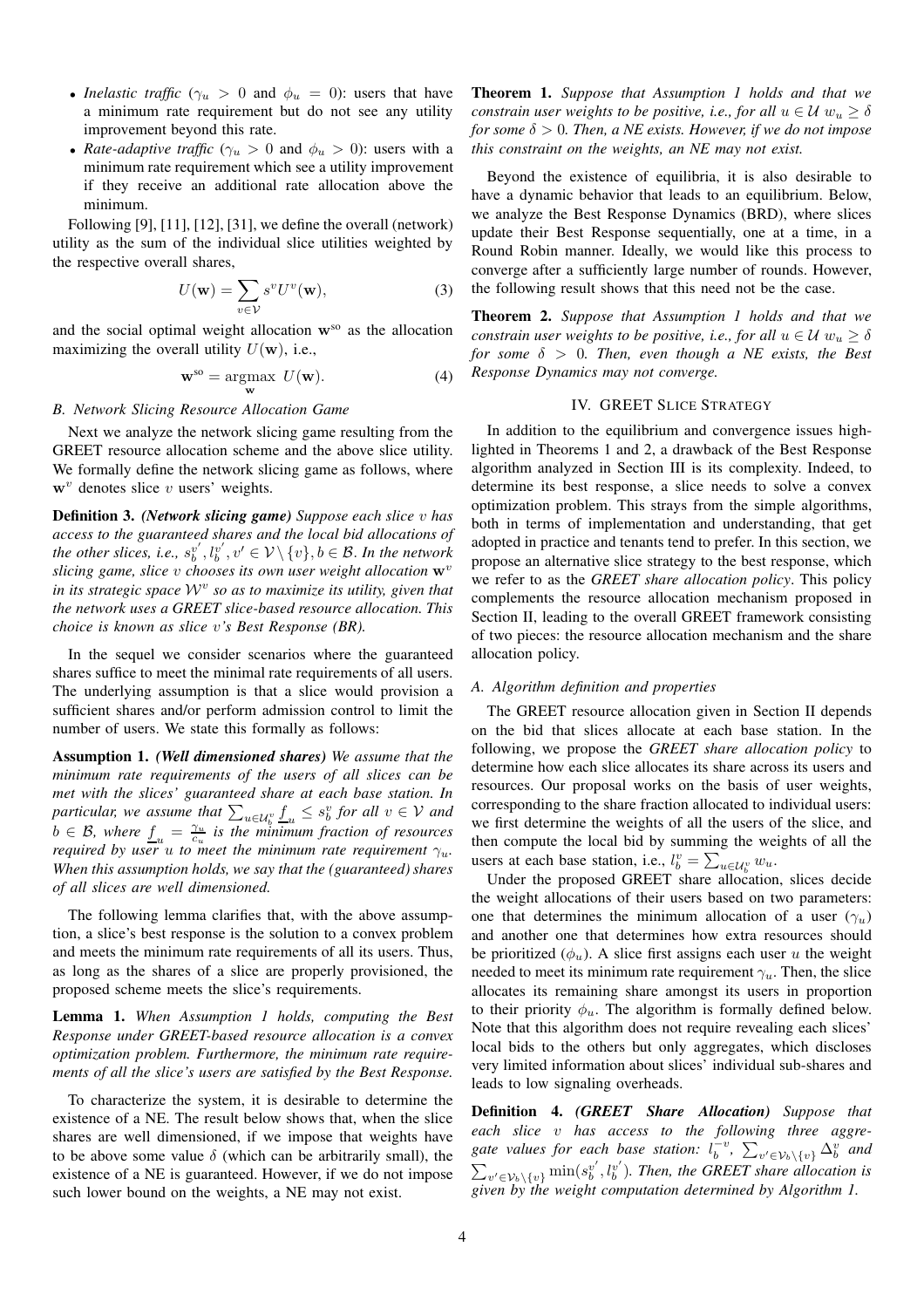- *Inelastic traffic* ($\gamma_u > 0$ and $\phi_u = 0$): users that have a minimum rate requirement but do not see any utility improvement beyond this rate.
- *Rate-adaptive traffic* ($\gamma_u > 0$ and $\phi_u > 0$): users with a minimum rate requirement which see a utility improvement if they receive an additional rate allocation above the minimum.

Following [9], [11], [12], [31], we define the overall (network) utility as the sum of the individual slice utilities weighted by the respective overall shares,

$$U(\mathbf{w}) = \sum_{v \in \mathcal{V}} s^v U^v(\mathbf{w}), \tag{3}$$

and the social optimal weight allocation $\mathbf{w}^{\text{so}}$ as the allocation maximizing the overall utility $U(\mathbf{w})$, i.e.,

$$\mathbf{w}^{\text{so}} = \underset{\mathbf{w}}{\operatorname{argmax}} \ U(\mathbf{w}). \tag{4}$$

### B. Network Slicing Resource Allocation Game

Next we analyze the network slicing game resulting from the GREET resource allocation scheme and the above slice utility. We formally define the network slicing game as follows, where $\mathbf{w}^v$ denotes slice $v$ users' weights.

**Definition 3.** ***(Network slicing game)*** *Suppose each slice $v$ has access to the guaranteed shares and the local bid allocations of the other slices, i.e., $s_b^{v'}, l_b^{v'}, v' \in \mathcal{V} \setminus \{v\}, b \in \mathcal{B}$. In the network slicing game, slice $v$ chooses its own user weight allocation $\mathbf{w}^v$ in its strategic space $\mathcal{W}^v$ so as to maximize its utility, given that the network uses a GREET slice-based resource allocation. This choice is known as slice $v$'s Best Response (BR).*

In the sequel we consider scenarios where the guaranteed shares suffice to meet the minimal rate requirements of all users. The underlying assumption is that a slice would provision a sufficient shares and/or perform admission control to limit the number of users. We state this formally as follows:

**Assumption 1.** ***(Well dimensioned shares)*** *We assume that the minimum rate requirements of the users of all slices can be met with the slices' guaranteed share at each base station. In particular, we assume that $\sum_{u \in \mathcal{U}_b^v} \underline{f}_u \leq s_b^v$ for all $v \in \mathcal{V}$ and $b \in \mathcal{B}$, where $\underline{f}_u = \frac{\gamma_u}{c_u}$ is the minimum fraction of resources required by user $u$ to meet the minimum rate requirement $\gamma_u$. When this assumption holds, we say that the (guaranteed) shares of all slices are well dimensioned.*

The following lemma clarifies that, with the above assumption, a slice's best response is the solution to a convex problem and meets the minimum rate requirements of all its users. Thus, as long as the shares of a slice are properly provisioned, the proposed scheme meets the slice's requirements.

**Lemma 1.** *When Assumption 1 holds, computing the Best Response under GREET-based resource allocation is a convex optimization problem. Furthermore, the minimum rate requirements of all the slice's users are satisfied by the Best Response.*

To characterize the system, it is desirable to determine the existence of a NE. The result below shows that, when the slice shares are well dimensioned, if we impose that weights have to be above some value $\delta$ (which can be arbitrarily small), the existence of a NE is guaranteed. However, if we do not impose such lower bound on the weights, a NE may not exist.

**Theorem 1.** *Suppose that Assumption 1 holds and that we constrain user weights to be positive, i.e., for all $u \in \mathcal{U}$ $w_u \geq \delta$ for some $\delta > 0$. Then, a NE exists. However, if we do not impose this constraint on the weights, an NE may not exist.*

Beyond the existence of equilibria, it is also desirable to have a dynamic behavior that leads to an equilibrium. Below, we analyze the Best Response Dynamics (BRD), where slices update their Best Response sequentially, one at a time, in a Round Robin manner. Ideally, we would like this process to converge after a sufficiently large number of rounds. However, the following result shows that this need not be the case.

**Theorem 2.** *Suppose that Assumption 1 holds and that we constrain user weights to be positive, i.e., for all $u \in \mathcal{U}$ $w_u \geq \delta$ for some $\delta > 0$. Then, even though a NE exists, the Best Response Dynamics may not converge.*

## IV. GREET Slice Strategy

In addition to the equilibrium and convergence issues highlighted in Theorems 1 and 2, a drawback of the Best Response algorithm analyzed in Section III is its complexity. Indeed, to determine its best response, a slice needs to solve a convex optimization problem. This strays from the simple algorithms, both in terms of implementation and understanding, that get adopted in practice and tenants tend to prefer. In this section, we propose an alternative slice strategy to the best response, which we refer to as the *GREET share allocation policy*. This policy complements the resource allocation mechanism proposed in Section II, leading to the overall GREET framework consisting of two pieces: the resource allocation mechanism and the share allocation policy.

### A. Algorithm definition and properties

The GREET resource allocation given in Section II depends on the bid that slices allocate at each base station. In the following, we propose the *GREET share allocation policy* to determine how each slice allocates its share across its users and resources. Our proposal works on the basis of user weights, corresponding to the share fraction allocated to individual users: we first determine the weights of all the users of the slice, and then compute the local bid by summing the weights of all the users at each base station, i.e., $l_b^v = \sum_{u \in \mathcal{U}_b^v} w_u$.

Under the proposed GREET share allocation, slices decide the weight allocations of their users based on two parameters: one that determines the minimum allocation of a user ($\gamma_u$) and another one that determines how extra resources should be prioritized ($\phi_u$). A slice first assigns each user $u$ the weight needed to meet its minimum rate requirement $\gamma_u$. Then, the slice allocates its remaining share amongst its users in proportion to their priority $\phi_u$. The algorithm is formally defined below. Note that this algorithm does not require revealing each slices' local bids to the others but only aggregates, which discloses very limited information about slices' individual sub-shares and leads to low signaling overheads.

**Definition 4.** ***(GREET Share Allocation)*** *Suppose that each slice $v$ has access to the following three aggregate values for each base station: $l_b^{-v}$, $\sum_{v' \in \mathcal{V}_b \setminus \{v\}} \Delta_b^v$ and $\sum_{v' \in \mathcal{V}_b \setminus \{v\}} \min(s_b^{v'}, l_b^{v'})$. Then, the GREET share allocation is given by the weight computation determined by Algorithm 1.*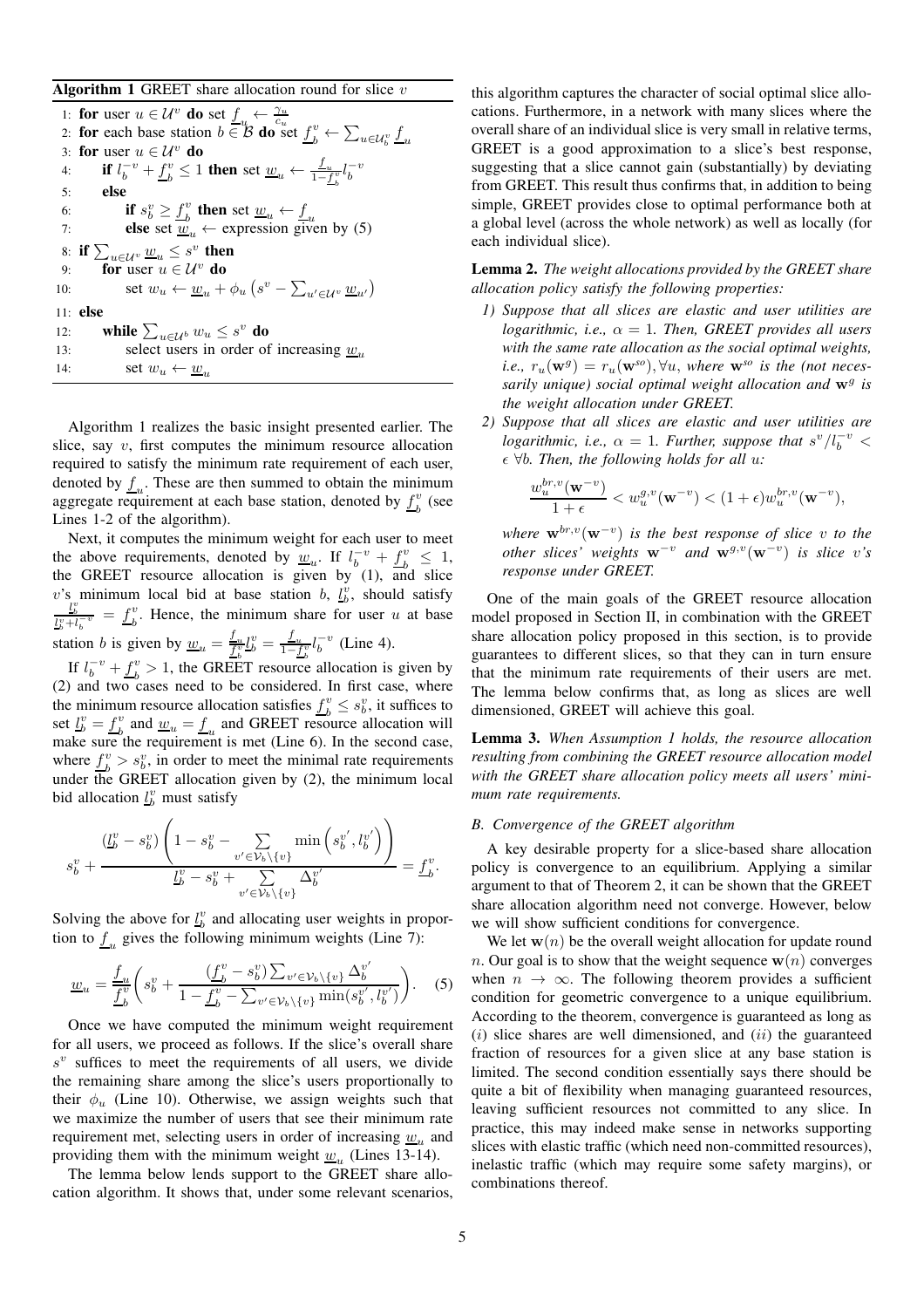**Algorithm 1** GREET share allocation round for slice $v$

1: **for** user $u \in \mathcal{U}^v$ **do** set $\underline{f}_u \leftarrow \frac{\gamma_u}{c_u}$
2: **for** each base station $b \in \mathcal{B}$ **do** set $\underline{f}_b^v \leftarrow \sum_{u \in \mathcal{U}_b^v} \underline{f}_u$
3: **for** user $u \in \mathcal{U}^v$ **do**
4: &nbsp;&nbsp;&nbsp;&nbsp;**if** $l_b^{-v} + \underline{f}_b^v \leq 1$ **then** set $\underline{w}_u \leftarrow \frac{\underline{f}_u}{1-\underline{f}_b^v} l_b^{-v}$
5: &nbsp;&nbsp;&nbsp;&nbsp;**else**
6: &nbsp;&nbsp;&nbsp;&nbsp;&nbsp;&nbsp;&nbsp;&nbsp;**if** $s_b^v \geq \underline{f}_b^v$ **then** set $\underline{w}_u \leftarrow \underline{f}_u$
7: &nbsp;&nbsp;&nbsp;&nbsp;&nbsp;&nbsp;&nbsp;&nbsp;**else** set $\underline{w}_u \leftarrow$ expression given by (5)
8: **if** $\sum_{u \in \mathcal{U}^v} \underline{w}_u \leq s^v$ **then**
9: &nbsp;&nbsp;&nbsp;&nbsp;**for** user $u \in \mathcal{U}^v$ **do**
10: &nbsp;&nbsp;&nbsp;&nbsp;&nbsp;&nbsp;&nbsp;&nbsp;set $w_u \leftarrow \underline{w}_u + \phi_u \left(s^v - \sum_{u' \in \mathcal{U}^v} \underline{w}_{u'}\right)$
11: **else**
12: &nbsp;&nbsp;&nbsp;&nbsp;**while** $\sum_{u \in \mathcal{U}^b} w_u \leq s^v$ **do**
13: &nbsp;&nbsp;&nbsp;&nbsp;&nbsp;&nbsp;&nbsp;&nbsp;select users in order of increasing $\underline{w}_u$
14: &nbsp;&nbsp;&nbsp;&nbsp;&nbsp;&nbsp;&nbsp;&nbsp;set $w_u \leftarrow \underline{w}_u$

Algorithm 1 realizes the basic insight presented earlier. The slice, say $v$, first computes the minimum resource allocation required to satisfy the minimum rate requirement of each user, denoted by $\underline{f}_u$. These are then summed to obtain the minimum aggregate requirement at each base station, denoted by $\underline{f}_b^v$ (see Lines 1-2 of the algorithm).

Next, it computes the minimum weight for each user to meet the above requirements, denoted by $\underline{w}_u$. If $l_b^{-v} + \underline{f}_b^v \leq 1$, the GREET resource allocation is given by (1), and slice $v$'s minimum local bid at base station $b$, $\underline{l}_b^v$, should satisfy $\frac{\underline{l}_b^v}{\underline{l}_b^v + l_b^{-v}} = \underline{f}_b^v$. Hence, the minimum share for user $u$ at base station $b$ is given by $\underline{w}_u = \frac{\underline{f}_u}{\underline{f}_b^v} \underline{l}_b^v = \frac{\underline{f}_u}{1-\underline{f}_b^v} l_b^{-v}$ (Line 4).

If $l_b^{-v} + \underline{f}_b^v > 1$, the GREET resource allocation is given by (2) and two cases need to be considered. In first case, where the minimum resource allocation satisfies $\underline{f}_b^v \leq s_b^v$, it suffices to set $\underline{l}_b^v = \underline{f}_b^v$ and $\underline{w}_u = \underline{f}_u$ and GREET resource allocation will make sure the requirement is met (Line 6). In the second case, where $\underline{f}_b^v > s_b^v$, in order to meet the minimal rate requirements under the GREET allocation given by (2), the minimum local bid allocation $\underline{l}_b^v$ must satisfy

$$s_b^v + \frac{(\underline{l}_b^v - s_b^v)\left(1 - s_b^v - \sum_{v' \in \mathcal{V}_b \setminus \{v\}} \min\left(s_b^{v'}, l_b^{v'}\right)\right)}{\underline{l}_b^v - s_b^v + \sum_{v' \in \mathcal{V}_b \setminus \{v\}} \Delta_b^{v'}} = \underline{f}_b^v.$$

Solving the above for $\underline{l}_b^v$ and allocating user weights in proportion to $\underline{f}_u$ gives the following minimum weights (Line 7):

$$\underline{w}_u = \frac{\underline{f}_u}{\underline{f}_b^v}\left(s_b^v + \frac{(\underline{f}_b^v - s_b^v)\sum_{v' \in \mathcal{V}_b \setminus \{v\}} \Delta_b^{v'}}{1 - \underline{f}_b^v - \sum_{v' \in \mathcal{V}_b \setminus \{v\}} \min(s_b^{v'}, l_b^{v'})}\right). \quad (5)$$

Once we have computed the minimum weight requirement for all users, we proceed as follows. If the slice's overall share $s^v$ suffices to meet the requirements of all users, we divide the remaining share among the slice's users proportionally to their $\phi_u$ (Line 10). Otherwise, we assign weights such that we maximize the number of users that see their minimum rate requirement met, selecting users in order of increasing $\underline{w}_u$ and providing them with the minimum weight $\underline{w}_u$ (Lines 13-14).

The lemma below lends support to the GREET share allocation algorithm. It shows that, under some relevant scenarios, this algorithm captures the character of social optimal slice allocations. Furthermore, in a network with many slices where the overall share of an individual slice is very small in relative terms, GREET is a good approximation to a slice's best response, suggesting that a slice cannot gain (substantially) by deviating from GREET. This result thus confirms that, in addition to being simple, GREET provides close to optimal performance both at a global level (across the whole network) as well as locally (for each individual slice).

**Lemma 2.** *The weight allocations provided by the GREET share allocation policy satisfy the following properties:*

1) *Suppose that all slices are elastic and user utilities are logarithmic, i.e., $\alpha = 1$. Then, GREET provides all users with the same rate allocation as the social optimal weights, i.e., $r_u(\mathbf{w}^g) = r_u(\mathbf{w}^{so}), \forall u$, where $\mathbf{w}^{so}$ is the (not necessarily unique) social optimal weight allocation and $\mathbf{w}^g$ is the weight allocation under GREET.*
2) *Suppose that all slices are elastic and user utilities are logarithmic, i.e., $\alpha = 1$. Further, suppose that $s^v / l_b^{-v} < \epsilon \; \forall b$. Then, the following holds for all $u$:*

$$\frac{w_u^{br,v}(\mathbf{w}^{-v})}{1+\epsilon} < w_u^{g,v}(\mathbf{w}^{-v}) < (1+\epsilon) w_u^{br,v}(\mathbf{w}^{-v}),$$

*where $\mathbf{w}^{br,v}(\mathbf{w}^{-v})$ is the best response of slice $v$ to the other slices' weights $\mathbf{w}^{-v}$ and $\mathbf{w}^{g,v}(\mathbf{w}^{-v})$ is slice $v$'s response under GREET.*

One of the main goals of the GREET resource allocation model proposed in Section II, in combination with the GREET share allocation policy proposed in this section, is to provide guarantees to different slices, so that they can in turn ensure that the minimum rate requirements of their users are met. The lemma below confirms that, as long as slices are well dimensioned, GREET will achieve this goal.

**Lemma 3.** *When Assumption 1 holds, the resource allocation resulting from combining the GREET resource allocation model with the GREET share allocation policy meets all users' minimum rate requirements.*

### *B. Convergence of the GREET algorithm*

A key desirable property for a slice-based share allocation policy is convergence to an equilibrium. Applying a similar argument to that of Theorem 2, it can be shown that the GREET share allocation algorithm need not converge. However, below we will show sufficient conditions for convergence.

We let $\mathbf{w}(n)$ be the overall weight allocation for update round $n$. Our goal is to show that the weight sequence $\mathbf{w}(n)$ converges when $n \to \infty$. The following theorem provides a sufficient condition for geometric convergence to a unique equilibrium. According to the theorem, convergence is guaranteed as long as $(i)$ slice shares are well dimensioned, and $(ii)$ the guaranteed fraction of resources for a given slice at any base station is limited. The second condition essentially says there should be quite a bit of flexibility when managing guaranteed resources, leaving sufficient resources not committed to any slice. In practice, this may indeed make sense in networks supporting slices with elastic traffic (which need non-committed resources), inelastic traffic (which may require some safety margins), or combinations thereof.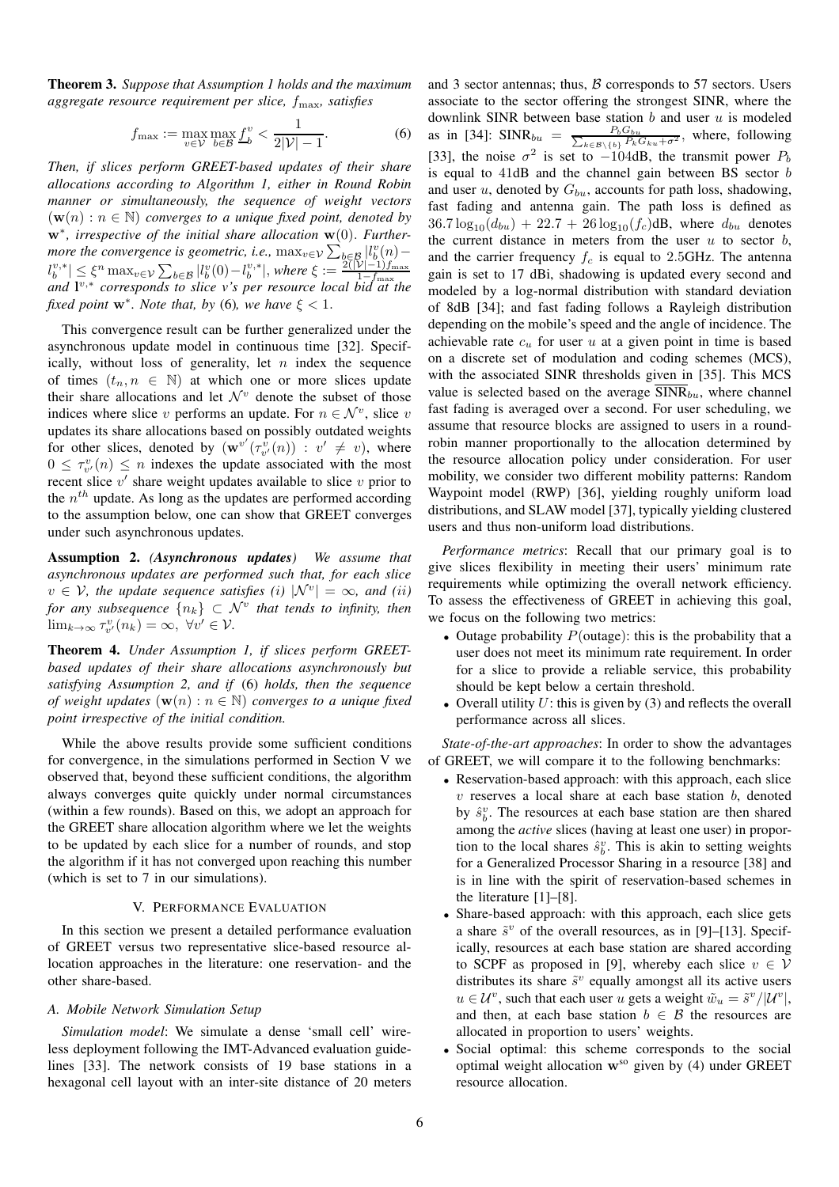**Theorem 3.** *Suppose that Assumption 1 holds and the maximum aggregate resource requirement per slice, $f_{\max}$, satisfies*

$$f_{\max} := \max_{v\in\mathcal{V}} \max_{b\in\mathcal{B}} \underline{f}_b^v < \frac{1}{2|\mathcal{V}|-1}. \tag{6}$$

*Then, if slices perform GREET-based updates of their share allocations according to Algorithm 1, either in Round Robin manner or simultaneously, the sequence of weight vectors $(\mathbf{w}(n) : n \in \mathbb{N})$ converges to a unique fixed point, denoted by $\mathbf{w}^*$, irrespective of the initial share allocation $\mathbf{w}(0)$. Furthermore the convergence is geometric, i.e., $\max_{v\in\mathcal{V}} \sum_{b\in\mathcal{B}} |l_b^v(n) - l_b^{v,*}| \le \xi^n \max_{v\in\mathcal{V}} \sum_{b\in\mathcal{B}} |l_b^v(0) - l_b^{v,*}|$, where $\xi := \frac{2(|\mathcal{V}|-1)f_{\max}}{1-f_{\max}}$ and $\mathbf{l}^{v,*}$ corresponds to slice $v$'s per resource local bid at the fixed point $\mathbf{w}^*$. Note that, by* (6)*, we have $\xi < 1$.*

This convergence result can be further generalized under the asynchronous update model in continuous time [32]. Specifically, without loss of generality, let $n$ index the sequence of times $(t_n, n \in \mathbb{N})$ at which one or more slices update their share allocations and let $\mathcal{N}^v$ denote the subset of those indices where slice $v$ performs an update. For $n \in \mathcal{N}^v$, slice $v$ updates its share allocations based on possibly outdated weights for other slices, denoted by $(\mathbf{w}^{v'}(\tau_{v'}^v(n)) : v' \neq v)$, where $0 \le \tau_{v'}^v(n) \le n$ indexes the update associated with the most recent slice $v'$ share weight updates available to slice $v$ prior to the $n^{th}$ update. As long as the updates are performed according to the assumption below, one can show that GREET converges under such asynchronous updates.

**Assumption 2.** ***(Asynchronous updates)*** *We assume that asynchronous updates are performed such that, for each slice $v \in \mathcal{V}$, the update sequence satisfies (i) $|\mathcal{N}^v| = \infty$, and (ii) for any subsequence $\{n_k\} \subset \mathcal{N}^v$ that tends to infinity, then $\lim_{k\to\infty} \tau_{v'}^v(n_k) = \infty$, $\forall v' \in \mathcal{V}$.*

**Theorem 4.** *Under Assumption 1, if slices perform GREET-based updates of their share allocations asynchronously but satisfying Assumption 2, and if* (6) *holds, then the sequence of weight updates $(\mathbf{w}(n) : n \in \mathbb{N})$ converges to a unique fixed point irrespective of the initial condition.*

While the above results provide some sufficient conditions for convergence, in the simulations performed in Section V we observed that, beyond these sufficient conditions, the algorithm always converges quite quickly under normal circumstances (within a few rounds). Based on this, we adopt an approach for the GREET share allocation algorithm where we let the weights to be updated by each slice for a number of rounds, and stop the algorithm if it has not converged upon reaching this number (which is set to 7 in our simulations).

## V. Performance Evaluation

In this section we present a detailed performance evaluation of GREET versus two representative slice-based resource allocation approaches in the literature: one reservation- and the other share-based.

### A. Mobile Network Simulation Setup

*Simulation model*: We simulate a dense 'small cell' wireless deployment following the IMT-Advanced evaluation guidelines [33]. The network consists of 19 base stations in a hexagonal cell layout with an inter-site distance of 20 meters and 3 sector antennas; thus, $\mathcal{B}$ corresponds to 57 sectors. Users associate to the sector offering the strongest SINR, where the downlink SINR between base station $b$ and user $u$ is modeled as in [34]: $\text{SINR}_{bu} = \frac{P_b G_{bu}}{\sum_{k\in\mathcal{B}\setminus\{b\}} P_k G_{ku} + \sigma^2}$, where, following [33], the noise $\sigma^2$ is set to $-104$dB, the transmit power $P_b$ is equal to 41dB and the channel gain between BS sector $b$ and user $u$, denoted by $G_{bu}$, accounts for path loss, shadowing, fast fading and antenna gain. The path loss is defined as $36.7\log_{10}(d_{bu}) + 22.7 + 26\log_{10}(f_c)$dB, where $d_{bu}$ denotes the current distance in meters from the user $u$ to sector $b$, and the carrier frequency $f_c$ is equal to 2.5GHz. The antenna gain is set to 17 dBi, shadowing is updated every second and modeled by a log-normal distribution with standard deviation of 8dB [34]; and fast fading follows a Rayleigh distribution depending on the mobile's speed and the angle of incidence. The achievable rate $c_u$ for user $u$ at a given point in time is based on a discrete set of modulation and coding schemes (MCS), with the associated SINR thresholds given in [35]. This MCS value is selected based on the average $\overline{\text{SINR}}_{bu}$, where channel fast fading is averaged over a second. For user scheduling, we assume that resource blocks are assigned to users in a round-robin manner proportionally to the allocation determined by the resource allocation policy under consideration. For user mobility, we consider two different mobility patterns: Random Waypoint model (RWP) [36], yielding roughly uniform load distributions, and SLAW model [37], typically yielding clustered users and thus non-uniform load distributions.

*Performance metrics*: Recall that our primary goal is to give slices flexibility in meeting their users' minimum rate requirements while optimizing the overall network efficiency. To assess the effectiveness of GREET in achieving this goal, we focus on the following two metrics:

- Outage probability $P(\text{outage})$: this is the probability that a user does not meet its minimum rate requirement. In order for a slice to provide a reliable service, this probability should be kept below a certain threshold.
- Overall utility $U$: this is given by (3) and reflects the overall performance across all slices.

*State-of-the-art approaches*: In order to show the advantages of GREET, we will compare it to the following benchmarks:

- Reservation-based approach: with this approach, each slice $v$ reserves a local share at each base station $b$, denoted by $\hat{s}_b^v$. The resources at each base station are then shared among the *active* slices (having at least one user) in proportion to the local shares $\hat{s}_b^v$. This is akin to setting weights for a Generalized Processor Sharing in a resource [38] and is in line with the spirit of reservation-based schemes in the literature [1]–[8].
- Share-based approach: with this approach, each slice gets a share $\tilde{s}^v$ of the overall resources, as in [9]–[13]. Specifically, resources at each base station are shared according to SCPF as proposed in [9], whereby each slice $v \in \mathcal{V}$ distributes its share $\tilde{s}^v$ equally amongst all its active users $u \in \mathcal{U}^v$, such that each user $u$ gets a weight $\tilde{w}_u = \tilde{s}^v/|\mathcal{U}^v|$, and then, at each base station $b \in \mathcal{B}$ the resources are allocated in proportion to users' weights.
- Social optimal: this scheme corresponds to the social optimal weight allocation $\mathbf{w}^{\text{so}}$ given by (4) under GREET resource allocation.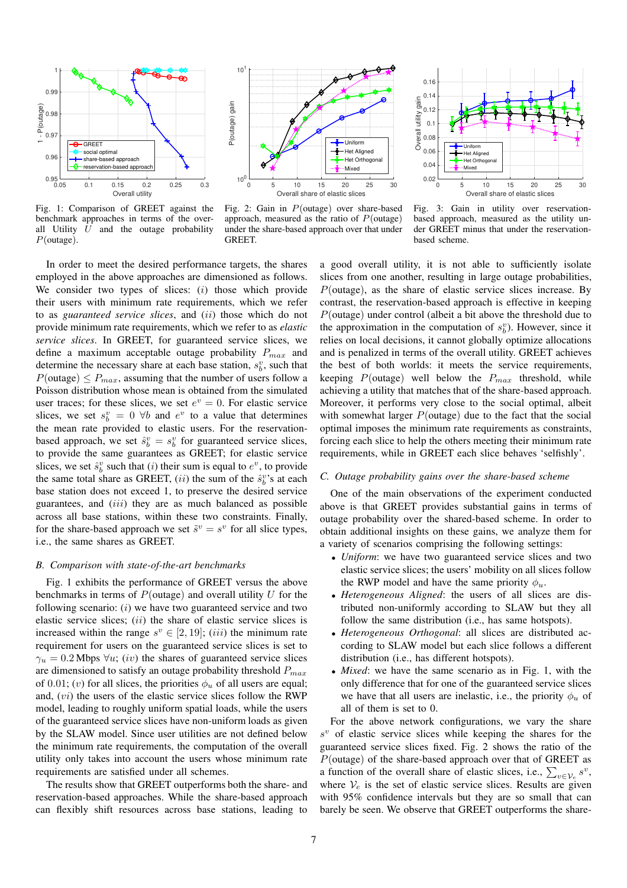Fig. 1: Comparison of GREET against the benchmark approaches in terms of the overall Utility $U$ and the outage probability $P(\text{outage})$.

Fig. 2: Gain in $P(\text{outage})$ over share-based approach, measured as the ratio of $P(\text{outage})$ under the share-based approach over that under GREET.

Fig. 3: Gain in utility over reservation-based approach, measured as the utility under GREET minus that under the reservation-based scheme.

In order to meet the desired performance targets, the shares employed in the above approaches are dimensioned as follows. We consider two types of slices: $(i)$ those which provide their users with minimum rate requirements, which we refer to as *guaranteed service slices*, and $(ii)$ those which do not provide minimum rate requirements, which we refer to as *elastic service slices*. In GREET, for guaranteed service slices, we define a maximum acceptable outage probability $P_{max}$ and determine the necessary share at each base station, $s_b^v$, such that $P(\text{outage}) \leq P_{max}$, assuming that the number of users follow a Poisson distribution whose mean is obtained from the simulated user traces; for these slices, we set $e^v = 0$. For elastic service slices, we set $s_b^v = 0 \; \forall b$ and $e^v$ to a value that determines the mean rate provided to elastic users. For the reservation-based approach, we set $\hat{s}_b^v = s_b^v$ for guaranteed service slices, to provide the same guarantees as GREET; for elastic service slices, we set $\hat{s}_b^v$ such that $(i)$ their sum is equal to $e^v$, to provide the same total share as GREET, $(ii)$ the sum of the $\hat{s}_b^v$'s at each base station does not exceed 1, to preserve the desired service guarantees, and $(iii)$ they are as much balanced as possible across all base stations, within these two constraints. Finally, for the share-based approach we set $\tilde{s}^v = s^v$ for all slice types, i.e., the same shares as GREET.

### B. Comparison with state-of-the-art benchmarks

Fig. 1 exhibits the performance of GREET versus the above benchmarks in terms of $P(\text{outage})$ and overall utility $U$ for the following scenario: $(i)$ we have two guaranteed service and two elastic service slices; $(ii)$ the share of elastic service slices is increased within the range $s^v \in [2, 19]$; $(iii)$ the minimum rate requirement for users on the guaranteed service slices is set to $\gamma_u = 0.2$ Mbps $\forall u$; $(iv)$ the shares of guaranteed service slices are dimensioned to satisfy an outage probability threshold $P_{max}$ of 0.01; $(v)$ for all slices, the priorities $\phi_u$ of all users are equal; and, $(vi)$ the users of the elastic service slices follow the RWP model, leading to roughly uniform spatial loads, while the users of the guaranteed service slices have non-uniform loads as given by the SLAW model. Since user utilities are not defined below the minimum rate requirements, the computation of the overall utility only takes into account the users whose minimum rate requirements are satisfied under all schemes.

The results show that GREET outperforms both the share- and reservation-based approaches. While the share-based approach can flexibly shift resources across base stations, leading to a good overall utility, it is not able to sufficiently isolate slices from one another, resulting in large outage probabilities, $P(\text{outage})$, as the share of elastic service slices increase. By contrast, the reservation-based approach is effective in keeping $P(\text{outage})$ under control (albeit a bit above the threshold due to the approximation in the computation of $s_b^v$). However, since it relies on local decisions, it cannot globally optimize allocations and is penalized in terms of the overall utility. GREET achieves the best of both worlds: it meets the service requirements, keeping $P(\text{outage})$ well below the $P_{max}$ threshold, while achieving a utility that matches that of the share-based approach. Moreover, it performs very close to the social optimal, albeit with somewhat larger $P(\text{outage})$ due to the fact that the social optimal imposes the minimum rate requirements as constraints, forcing each slice to help the others meeting their minimum rate requirements, while in GREET each slice behaves 'selfishly'.

### C. Outage probability gains over the share-based scheme

One of the main observations of the experiment conducted above is that GREET provides substantial gains in terms of outage probability over the shared-based scheme. In order to obtain additional insights on these gains, we analyze them for a variety of scenarios comprising the following settings:

- *Uniform*: we have two guaranteed service slices and two elastic service slices; the users' mobility on all slices follow the RWP model and have the same priority $\phi_u$.
- *Heterogeneous Aligned*: the users of all slices are distributed non-uniformly according to SLAW but they all follow the same distribution (i.e., has same hotspots).
- *Heterogeneous Orthogonal*: all slices are distributed according to SLAW model but each slice follows a different distribution (i.e., has different hotspots).
- *Mixed*: we have the same scenario as in Fig. 1, with the only difference that for one of the guaranteed service slices we have that all users are inelastic, i.e., the priority $\phi_u$ of all of them is set to 0.

For the above network configurations, we vary the share $s^v$ of elastic service slices while keeping the shares for the guaranteed service slices fixed. Fig. 2 shows the ratio of the $P(\text{outage})$ of the share-based approach over that of GREET as a function of the overall share of elastic slices, i.e., $\sum_{v \in \mathcal{V}_e} s^v$, where $\mathcal{V}_e$ is the set of elastic service slices. Results are given with 95% confidence intervals but they are so small that can barely be seen. We observe that GREET outperforms the share-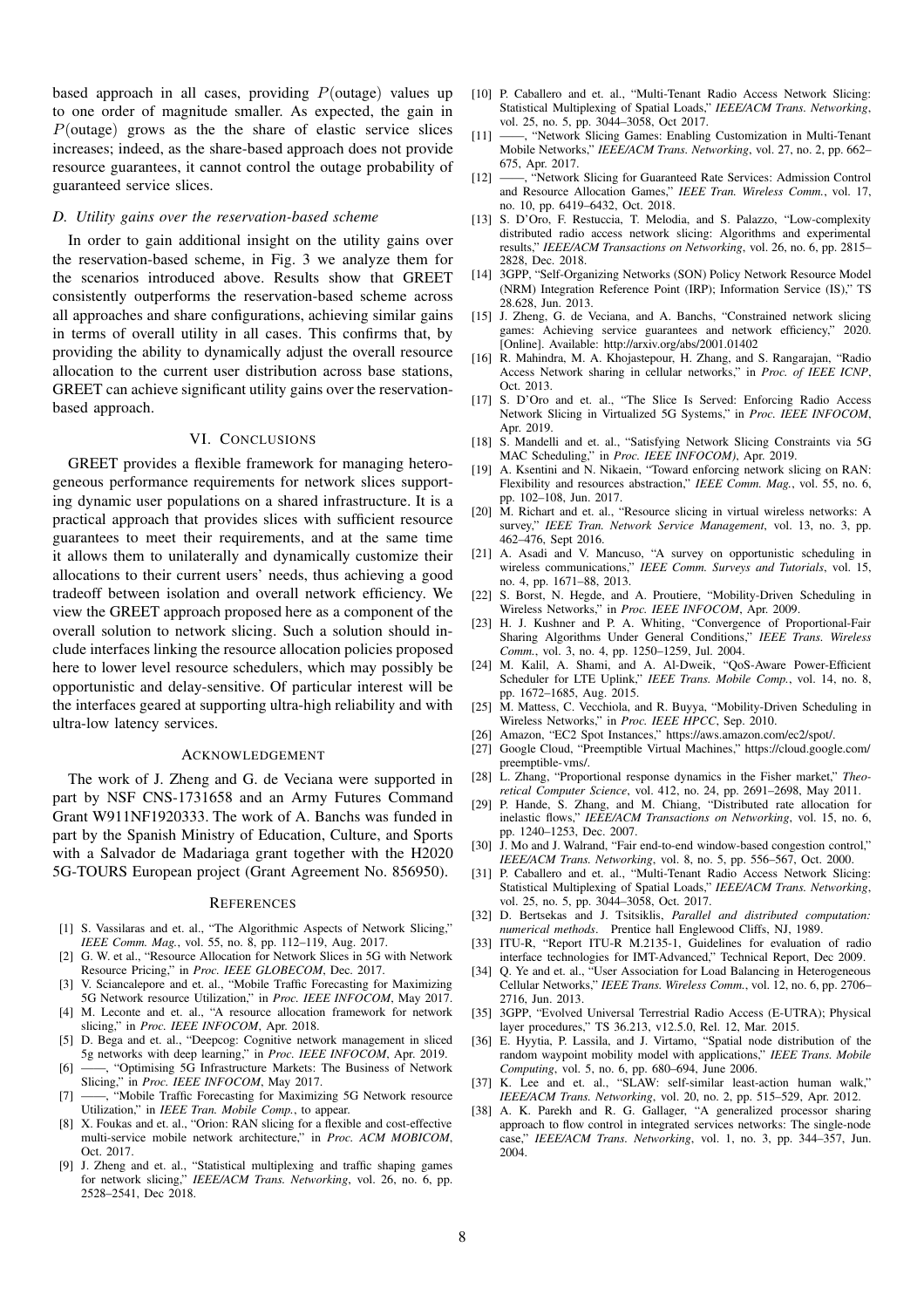based approach in all cases, providing $P(\text{outage})$ values up to one order of magnitude smaller. As expected, the gain in $P(\text{outage})$ grows as the the share of elastic service slices increases; indeed, as the share-based approach does not provide resource guarantees, it cannot control the outage probability of guaranteed service slices.

### *D. Utility gains over the reservation-based scheme*

In order to gain additional insight on the utility gains over the reservation-based scheme, in Fig. 3 we analyze them for the scenarios introduced above. Results show that GREET consistently outperforms the reservation-based scheme across all approaches and share configurations, achieving similar gains in terms of overall utility in all cases. This confirms that, by providing the ability to dynamically adjust the overall resource allocation to the current user distribution across base stations, GREET can achieve significant utility gains over the reservation-based approach.

## VI. CONCLUSIONS

GREET provides a flexible framework for managing heterogeneous performance requirements for network slices supporting dynamic user populations on a shared infrastructure. It is a practical approach that provides slices with sufficient resource guarantees to meet their requirements, and at the same time it allows them to unilaterally and dynamically customize their allocations to their current users' needs, thus achieving a good tradeoff between isolation and overall network efficiency. We view the GREET approach proposed here as a component of the overall solution to network slicing. Such a solution should include interfaces linking the resource allocation policies proposed here to lower level resource schedulers, which may possibly be opportunistic and delay-sensitive. Of particular interest will be the interfaces geared at supporting ultra-high reliability and with ultra-low latency services.

## ACKNOWLEDGEMENT

The work of J. Zheng and G. de Veciana were supported in part by NSF CNS-1731658 and an Army Futures Command Grant W911NF1920333. The work of A. Banchs was funded in part by the Spanish Ministry of Education, Culture, and Sports with a Salvador de Madariaga grant together with the H2020 5G-TOURS European project (Grant Agreement No. 856950).

## REFERENCES

[1] S. Vassilaras and et. al., "The Algorithmic Aspects of Network Slicing," *IEEE Comm. Mag.*, vol. 55, no. 8, pp. 112–119, Aug. 2017.

[2] G. W. et al., "Resource Allocation for Network Slices in 5G with Network Resource Pricing," in *Proc. IEEE GLOBECOM*, Dec. 2017.

[3] V. Sciancalepore and et. al., "Mobile Traffic Forecasting for Maximizing 5G Network Resource Utilization," in *Proc. IEEE INFOCOM*, May 2017.

[4] M. Leconte and et al., "A resource allocation framework for network slicing," in *Proc. IEEE INFOCOM*, Apr. 2018.

[5] D. Bega and et. al., "Deepcog: Cognitive network management in sliced 5g networks with deep learning," in *Proc. IEEE INFOCOM*, Apr. 2019.

[6] ——, "Optimising 5G Infrastructure Markets: The Business of Network Slicing," in *Proc. IEEE INFOCOM*, May 2017.

[7] ——, "Mobile Traffic Forecasting for Maximizing 5G Network resource Utilization," in *IEEE Tran. Mobile Comp.*, to appear.

[8] X. Foukas and et. al., "Orion: RAN slicing for a flexible and cost-effective multi-service mobile network architecture," in *Proc. ACM MOBICOM*, Oct. 2017.

[9] J. Zheng and et. al., "Statistical multiplexing and traffic shaping games for network slicing," *IEEE/ACM Trans. Networking*, vol. 26, no. 6, pp. 2528–2541, Dec 2018.

[10] P. Caballero and et. al., "Multi-Tenant Radio Access Network Slicing: Statistical Multiplexing of Spatial Loads," *IEEE/ACM Trans. Networking*, vol. 25, no. 5, pp. 3044–3058, Oct 2017.

[11] ——, "Network Slicing Games: Enabling Customization in Multi-Tenant Mobile Networks," *IEEE/ACM Trans. Networking*, vol. 27, no. 2, pp. 662–675, Apr. 2017.

[12] ——, "Network Slicing for Guaranteed Rate Services: Admission Control and Resource Allocation Games," *IEEE Tran. Wireless Comm.*, vol. 17, no. 10, pp. 6419–6432, Oct. 2018.

[13] S. D'Oro, F. Restuccia, T. Melodia, and S. Palazzo, "Low-complexity distributed radio access network slicing: Algorithms and experimental results," *IEEE/ACM Transactions on Networking*, vol. 26, no. 6, pp. 2815–2828, Dec. 2018.

[14] 3GPP, "Self-Organizing Networks (SON) Policy Network Resource Model (NRM) Integration Reference Point (IRP); Information Service (IS)," TS 28.628, Jun. 2013.

[15] J. Zheng, G. de Veciana, and A. Banchs, "Constrained network slicing games: Achieving service guarantees and network efficiency," 2020. [Online]. Available: http://arxiv.org/abs/2001.01402

[16] R. Mahindra, M. A. Khojastepour, H. Zhang, and S. Rangarajan, "Radio Access Network sharing in cellular networks," in *Proc. of IEEE ICNP*, Oct. 2013.

[17] S. D'Oro and et. al., "The Slice Is Served: Enforcing Radio Access Network Slicing in Virtualized 5G Systems," in *Proc. IEEE INFOCOM*, Apr. 2019.

[18] S. Mandelli and et. al., "Satisfying Network Slicing Constraints via 5G MAC Scheduling," in *Proc. IEEE INFOCOM)*, Apr. 2019.

[19] A. Ksentini and N. Nikaein, "Toward enforcing network slicing on RAN: Flexibility and resources abstraction," *IEEE Comm. Mag.*, vol. 55, no. 6, pp. 102–108, Jun. 2017.

[20] M. Richart and et. al., "Resource slicing in virtual wireless networks: A survey," *IEEE Tran. Network Service Management*, vol. 13, no. 3, pp. 462–476, Sept 2016.

[21] A. Asadi and V. Mancuso, "A survey on opportunistic scheduling in wireless communications," *IEEE Comm. Surveys and Tutorials*, vol. 15, no. 4, pp. 1671–88, 2013.

[22] S. Borst, N. Hegde, and A. Proutiere, "Mobility-Driven Scheduling in Wireless Networks," in *Proc. IEEE INFOCOM*, Apr. 2009.

[23] H. J. Kushner and P. A. Whiting, "Convergence of Proportional-Fair Sharing Algorithms Under General Conditions," *IEEE Trans. Wireless Comm.*, vol. 3, no. 4, pp. 1250–1259, Jul. 2004.

[24] M. Kalil, A. Shami, and A. Al-Dweik, "QoS-Aware Power-Efficient Scheduler for LTE Uplink," *IEEE Trans. Mobile Comp.*, vol. 14, no. 8, pp. 1672–1685, Aug. 2015.

[25] M. Mattess, C. Vecchiola, and R. Buyya, "Mobility-Driven Scheduling in Wireless Networks," in *Proc. IEEE HPCC*, Sep. 2010.

[26] Amazon, "EC2 Spot Instances," https://aws.amazon.com/ec2/spot/.

[27] Google Cloud, "Preemptible Virtual Machines," https://cloud.google.com/preemptible-vms/.

[28] L. Zhang, "Proportional response dynamics in the Fisher market," *Theoretical Computer Science*, vol. 412, no. 24, pp. 2691–2698, May 2011.

[29] P. Hande, S. Zhang, and M. Chiang, "Distributed rate allocation for inelastic flows," *IEEE/ACM Transactions on Networking*, vol. 15, no. 6, pp. 1240–1253, Dec. 2007.

[30] J. Mo and J. Walrand, "Fair end-to-end window-based congestion control," *IEEE/ACM Trans. Networking*, vol. 8, no. 5, pp. 556–567, Oct. 2000.

[31] P. Caballero and et. al., "Multi-Tenant Radio Access Network Slicing: Statistical Multiplexing of Spatial Loads," *IEEE/ACM Trans. Networking*, vol. 25, no. 5, pp. 3044–3058, Oct. 2017.

[32] D. Bertsekas and J. Tsitsiklis, *Parallel and distributed computation: numerical methods*. Prentice hall Englewood Cliffs, NJ, 1989.

[33] ITU-R, "Report ITU-R M.2135-1, Guidelines for evaluation of radio interface technologies for IMT-Advanced," Technical Report, Dec 2009.

[34] Q. Ye and et. al., "User Association for Load Balancing in Heterogeneous Cellular Networks," *IEEE Trans. Wireless Comm.*, vol. 12, no. 6, pp. 2706–2716, Jun. 2013.

[35] 3GPP, "Evolved Universal Terrestrial Radio Access (E-UTRA); Physical layer procedures," TS 36.213, v12.5.0, Rel. 12, Mar. 2015.

[36] E. Hyytia, P. Lassila, and J. Virtamo, "Spatial node distribution of the random waypoint mobility model with applications," *IEEE Trans. Mobile Computing*, vol. 5, no. 6, pp. 680–694, June 2006.

[37] K. Lee and et. al., "SLAW: self-similar least-action human walk," *IEEE/ACM Trans. Networking*, vol. 20, no. 2, pp. 515–529, Apr. 2012.

[38] A. K. Parekh and R. G. Gallager, "A generalized processor sharing approach to flow control in integrated services networks: The single-node case," *IEEE/ACM Trans. Networking*, vol. 1, no. 3, pp. 344–357, Jun. 2004.